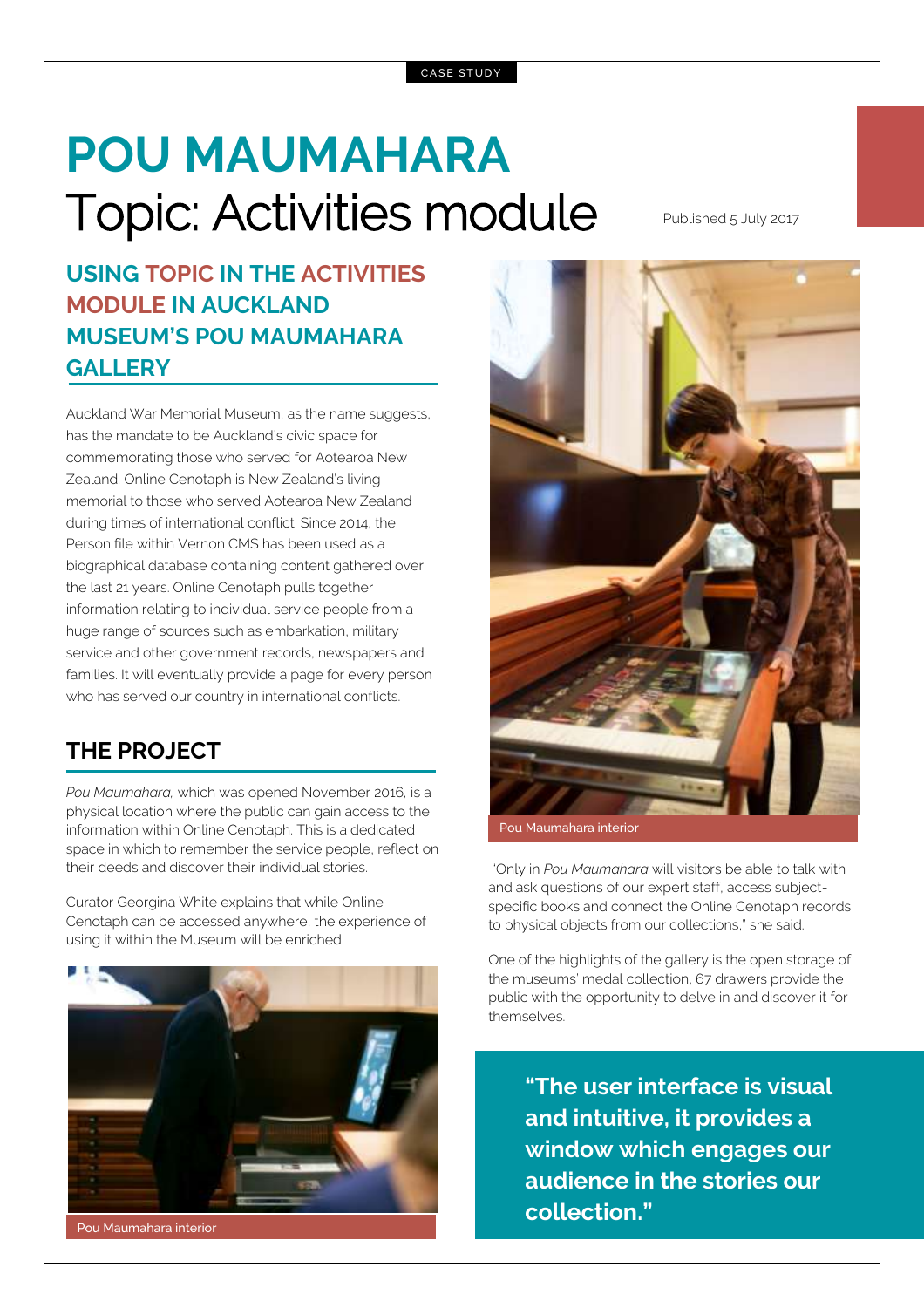CASE STUDY

# POU MAUMAHARA
# Topic: Activities module

Published 5 July 2017

## USING TOPIC IN THE ACTIVITIES MODULE IN AUCKLAND MUSEUM'S POU MAUMAHARA GALLERY

Auckland War Memorial Museum, as the name suggests, has the mandate to be Auckland's civic space for commemorating those who served for Aotearoa New Zealand. Online Cenotaph is New Zealand's living memorial to those who served Aotearoa New Zealand during times of international conflict. Since 2014, the Person file within Vernon CMS has been used as a biographical database containing content gathered over the last 21 years. Online Cenotaph pulls together information relating to individual service people from a huge range of sources such as embarkation, military service and other government records, newspapers and families. It will eventually provide a page for every person who has served our country in international conflicts.

## THE PROJECT

*Pou Maumahara,* which was opened November 2016, is a physical location where the public can gain access to the information within Online Cenotaph. This is a dedicated space in which to remember the service people, reflect on their deeds and discover their individual stories.

Curator Georgina White explains that while Online Cenotaph can be accessed anywhere, the experience of using it within the Museum will be enriched.

Pou Maumahara interior

Pou Maumahara interior

"Only in *Pou Maumahara* will visitors be able to talk with and ask questions of our expert staff, access subject-specific books and connect the Online Cenotaph records to physical objects from our collections," she said.

One of the highlights of the gallery is the open storage of the museums' medal collection, 67 drawers provide the public with the opportunity to delve in and discover it for themselves.

> **"The user interface is visual and intuitive, it provides a window which engages our audience in the stories our collection."**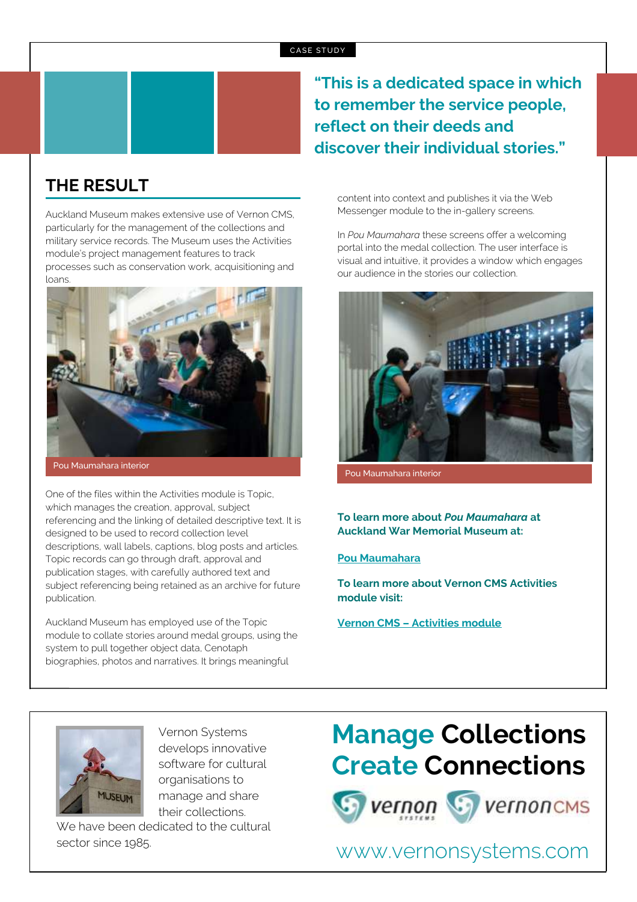CASE STUDY

**"This is a dedicated space in which to remember the service people, reflect on their deeds and discover their individual stories."**

## THE RESULT

Auckland Museum makes extensive use of Vernon CMS, particularly for the management of the collections and military service records. The Museum uses the Activities module's project management features to track processes such as conservation work, acquisitioning and loans.

Pou Maumahara interior

One of the files within the Activities module is Topic, which manages the creation, approval, subject referencing and the linking of detailed descriptive text. It is designed to be used to record collection level descriptions, wall labels, captions, blog posts and articles. Topic records can go through draft, approval and publication stages, with carefully authored text and subject referencing being retained as an archive for future publication.

Auckland Museum has employed use of the Topic module to collate stories around medal groups, using the system to pull together object data, Cenotaph biographies, photos and narratives. It brings meaningful content into context and publishes it via the Web Messenger module to the in-gallery screens.

In *Pou Maumahara* these screens offer a welcoming portal into the medal collection. The user interface is visual and intuitive, it provides a window which engages our audience in the stories our collection.

Pou Maumahara interior

**To learn more about *Pou Maumahara* at Auckland War Memorial Museum at:**

**Pou Maumahara**

**To learn more about Vernon CMS Activities module visit:**

**Vernon CMS – Activities module**

Vernon Systems develops innovative software for cultural organisations to manage and share their collections. We have been dedicated to the cultural sector since 1985.

**Manage Collections**
**Create Connections**

vernon systems vernonCMS

www.vernonsystems.com